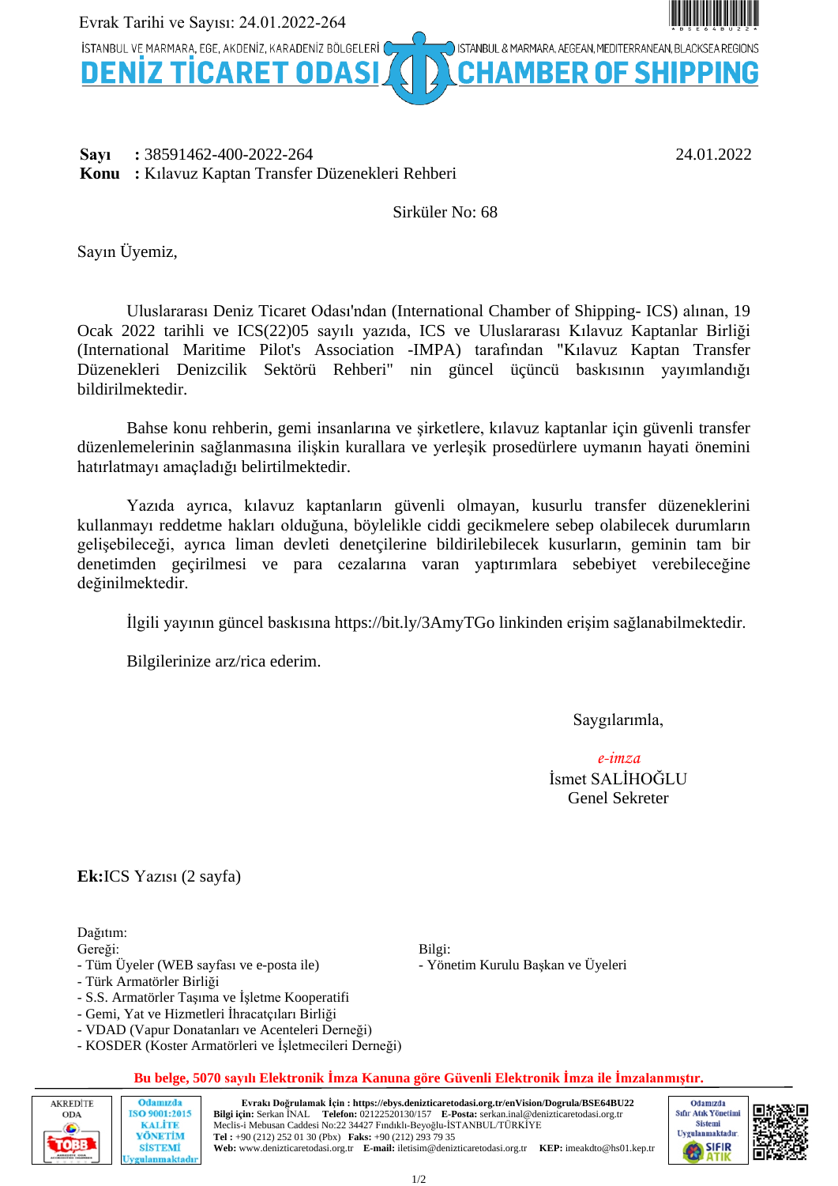Evrak Tarihi ve Sayısı: 24.01.2022-264

İSTANBUL VE MARMARA, EGE, AKDENİZ, KARADENİZ BÖLGELERİ — ISTANBUL & MARMARA, AEGEAN, MEDITERRANEAN, BLACKSEA REGIONS

# DENİZ TİCARET ODASI — CHAMBER OF SHIPPING

**Sayı** : 38591462-400-2022-264 — 24.01.2022
**Konu** : Kılavuz Kaptan Transfer Düzenekleri Rehberi

Sirküler No: 68

Sayın Üyemiz,

Uluslararası Deniz Ticaret Odası'ndan (International Chamber of Shipping- ICS) alınan, 19 Ocak 2022 tarihli ve ICS(22)05 sayılı yazıda, ICS ve Uluslararası Kılavuz Kaptanlar Birliği (International Maritime Pilot's Association -IMPA) tarafından "Kılavuz Kaptan Transfer Düzenekleri Denizcilik Sektörü Rehberi" nin güncel üçüncü baskısının yayımlandığı bildirilmektedir.

Bahse konu rehberin, gemi insanlarına ve şirketlere, kılavuz kaptanlar için güvenli transfer düzenlemelerinin sağlanmasına ilişkin kurallara ve yerleşik prosedürlere uymanın hayati önemini hatırlatmayı amaçladığı belirtilmektedir.

Yazıda ayrıca, kılavuz kaptanların güvenli olmayan, kusurlu transfer düzeneklerini kullanmayı reddetme hakları olduğuna, böylelikle ciddi gecikmelere sebep olabilecek durumların gelişebileceği, ayrıca liman devleti denetçilerine bildirilebilecek kusurların, geminin tam bir denetimden geçirilmesi ve para cezalarına varan yaptırımlara sebebiyet verebileceğine değinilmektedir.

İlgili yayının güncel baskısına https://bit.ly/3AmyTGo linkinden erişim sağlanabilmektedir.

Bilgilerinize arz/rica ederim.

Saygılarımla,

*e-imza*
İsmet SALİHOĞLU
Genel Sekreter

**Ek:** ICS Yazısı (2 sayfa)

Dağıtım:

Gereği:
- Tüm Üyeler (WEB sayfası ve e-posta ile)
- Türk Armatörler Birliği
- S.S. Armatörler Taşıma ve İşletme Kooperatifi
- Gemi, Yat ve Hizmetleri İhracatçıları Birliği
- VDAD (Vapur Donatanları ve Acenteleri Derneği)
- KOSDER (Koster Armatörleri ve İşletmecileri Derneği)

Bilgi:
- Yönetim Kurulu Başkan ve Üyeleri

**Bu belge, 5070 sayılı Elektronik İmza Kanuna göre Güvenli Elektronik İmza ile İmzalanmıştır.**

**Evrakı Doğrulamak İçin :** https://ebys.denizticaretodasi.org.tr/enVision/Dogrula/BSE64BU22
**Bilgi için:** Serkan İNAL **Telefon:** 02122520130/157 **E-Posta:** serkan.inal@denizticaretodasi.org.tr
Meclis-i Mebusan Caddesi No:22 34427 Fındıklı-Beyoğlu-İSTANBUL/TÜRKİYE
**Tel :** +90 (212) 252 01 30 (Pbx) **Faks:** +90 (212) 293 79 35
**Web:** www.denizticaretodasi.org.tr **E-mail:** iletisim@denizticaretodasi.org.tr **KEP:** imeakdto@hs01.kep.tr

AKREDİTE ODA — TOBB | Odamızda ISO 9001:2015 KALİTE YÖNETİM SİSTEMİ Uygulanmaktadır | Odamızda Sıfır Atık Yönetimi Sistemi Uygulanmaktadır. SIFIR ATIK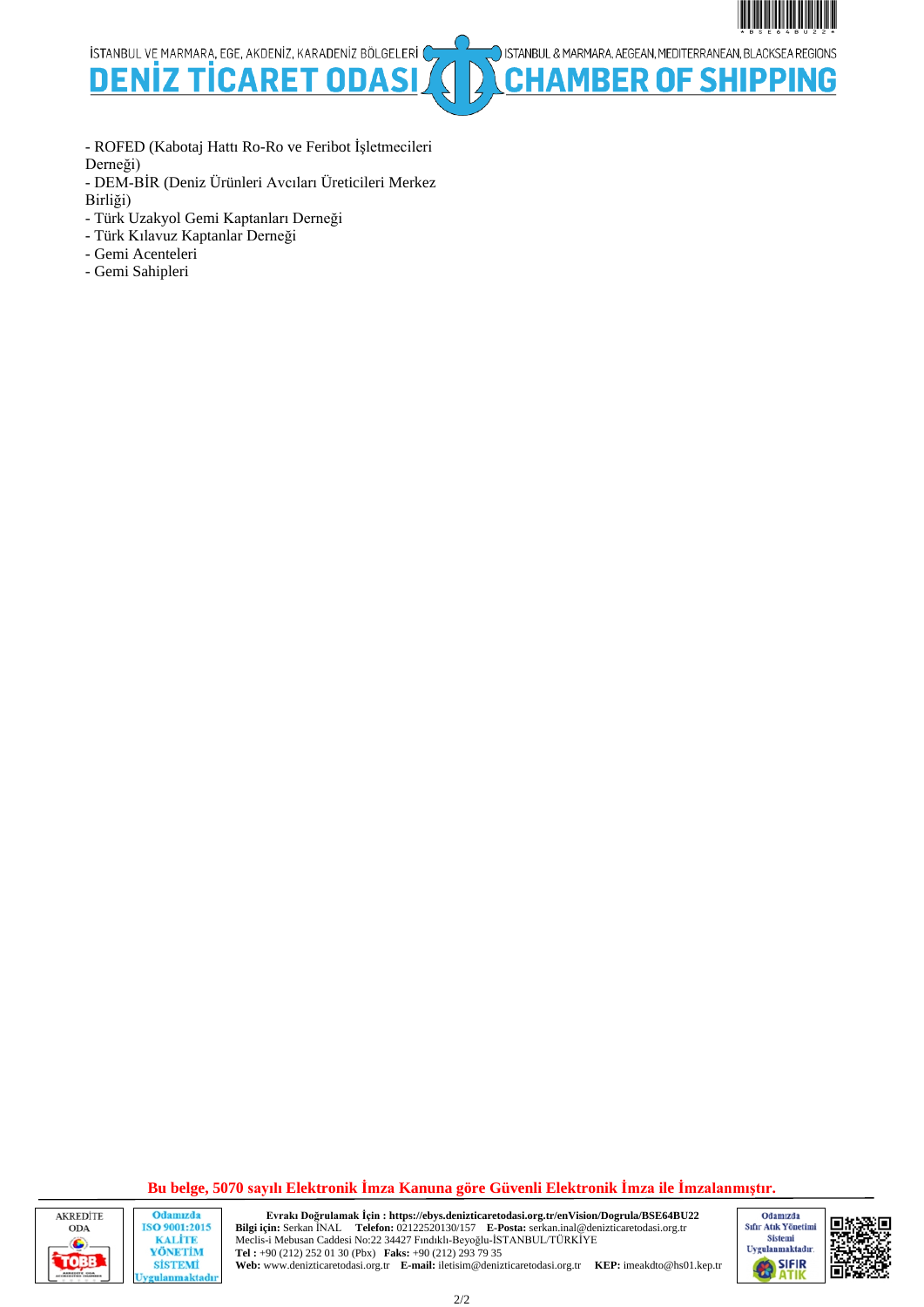- ROFED (Kabotaj Hattı Ro-Ro ve Feribot İşletmecileri Derneği)
- DEM-BİR (Deniz Ürünleri Avcıları Üreticileri Merkez Birliği)
- Türk Uzakyol Gemi Kaptanları Derneği
- Türk Kılavuz Kaptanlar Derneği
- Gemi Acenteleri
- Gemi Sahipleri

**Bu belge, 5070 sayılı Elektronik İmza Kanuna göre Güvenli Elektronik İmza ile İmzalanmıştır.**

**Evrakı Doğrulamak İçin : https://ebys.denizticaretodasi.org.tr/enVision/Dogrula/BSE64BU22**
**Bilgi için:** Serkan İNAL **Telefon:** 02122520130/157 **E-Posta:** serkan.inal@denizticaretodasi.org.tr
Meclis-i Mebusan Caddesi No:22 34427 Fındıklı-Beyoğlu-İSTANBUL/TÜRKİYE
**Tel :** +90 (212) 252 01 30 (Pbx) **Faks:** +90 (212) 293 79 35
**Web:** www.denizticaretodasi.org.tr **E-mail:** iletisim@denizticaretodasi.org.tr **KEP:** imeakdto@hs01.kep.tr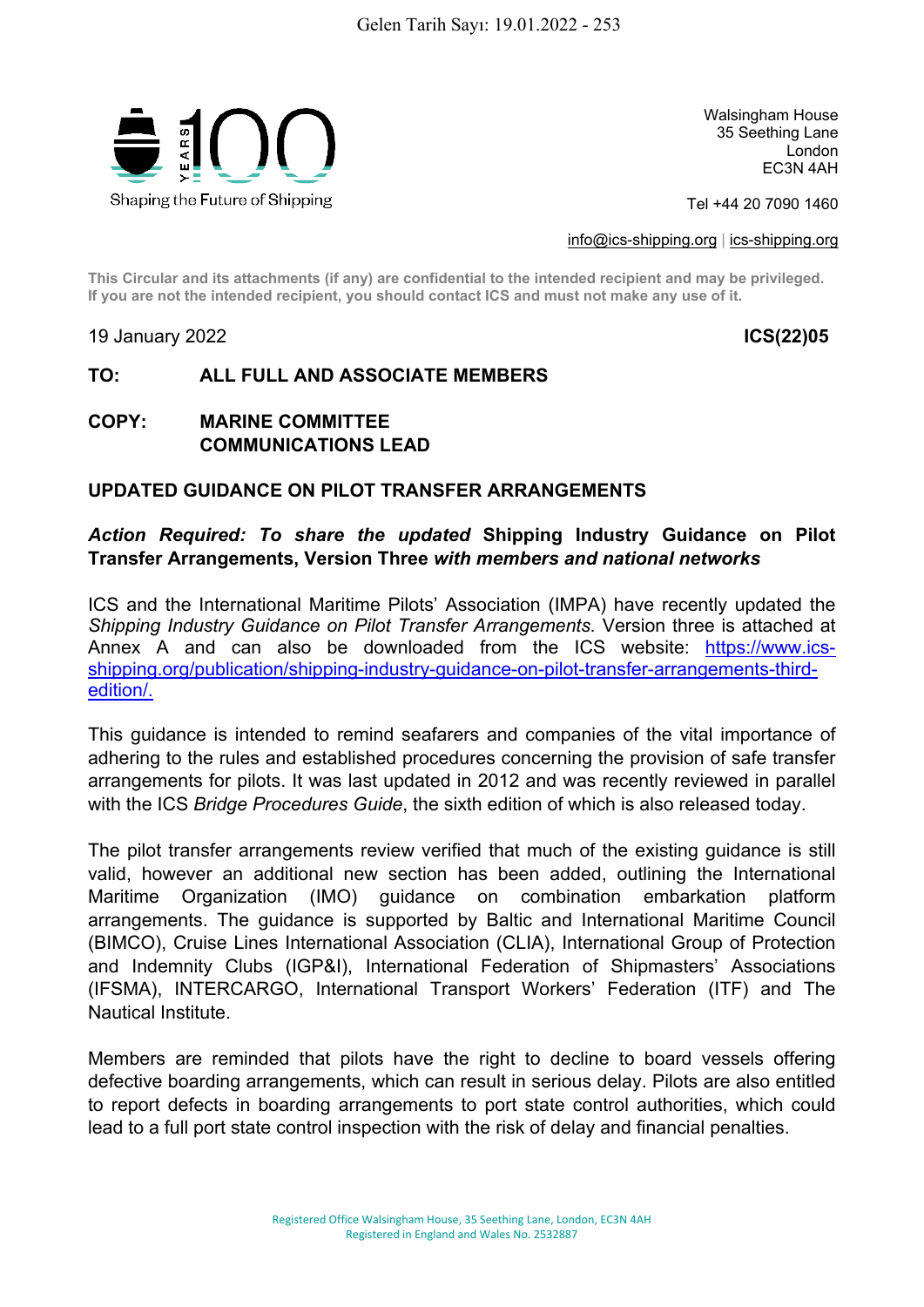Gelen Tarih Sayı: 19.01.2022 - 253

Walsingham House
35 Seething Lane
London
EC3N 4AH

Tel +44 20 7090 1460

info@ics-shipping.org | ics-shipping.org

**This Circular and its attachments (if any) are confidential to the intended recipient and may be privileged. If you are not the intended recipient, you should contact ICS and must not make any use of it.**

19 January 2022 **ICS(22)05**

**TO: ALL FULL AND ASSOCIATE MEMBERS**

**COPY: MARINE COMMITTEE**
**COMMUNICATIONS LEAD**

**UPDATED GUIDANCE ON PILOT TRANSFER ARRANGEMENTS**

***Action Required: To share the updated* Shipping Industry Guidance on Pilot Transfer Arrangements, Version Three *with members and national networks***

ICS and the International Maritime Pilots' Association (IMPA) have recently updated the *Shipping Industry Guidance on Pilot Transfer Arrangements.* Version three is attached at Annex A and can also be downloaded from the ICS website: https://www.ics-shipping.org/publication/shipping-industry-guidance-on-pilot-transfer-arrangements-third-edition/.

This guidance is intended to remind seafarers and companies of the vital importance of adhering to the rules and established procedures concerning the provision of safe transfer arrangements for pilots. It was last updated in 2012 and was recently reviewed in parallel with the ICS *Bridge Procedures Guide*, the sixth edition of which is also released today.

The pilot transfer arrangements review verified that much of the existing guidance is still valid, however an additional new section has been added, outlining the International Maritime Organization (IMO) guidance on combination embarkation platform arrangements. The guidance is supported by Baltic and International Maritime Council (BIMCO), Cruise Lines International Association (CLIA), International Group of Protection and Indemnity Clubs (IGP&I), International Federation of Shipmasters' Associations (IFSMA), INTERCARGO, International Transport Workers' Federation (ITF) and The Nautical Institute.

Members are reminded that pilots have the right to decline to board vessels offering defective boarding arrangements, which can result in serious delay. Pilots are also entitled to report defects in boarding arrangements to port state control authorities, which could lead to a full port state control inspection with the risk of delay and financial penalties.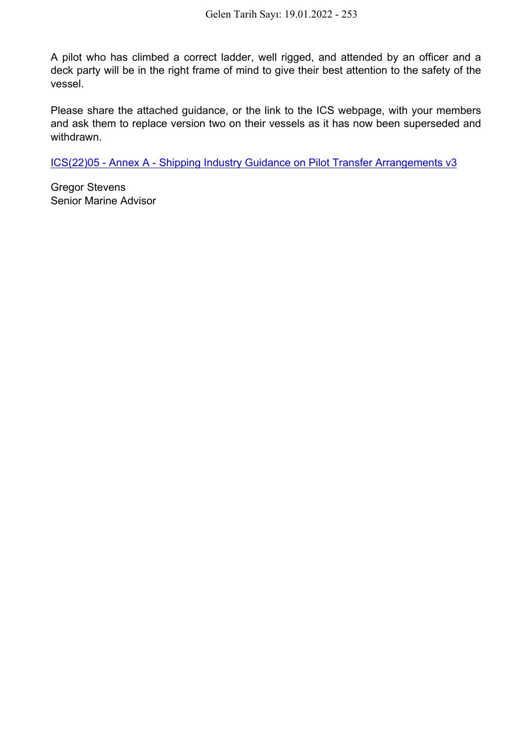A pilot who has climbed a correct ladder, well rigged, and attended by an officer and a deck party will be in the right frame of mind to give their best attention to the safety of the vessel.

Please share the attached guidance, or the link to the ICS webpage, with your members and ask them to replace version two on their vessels as it has now been superseded and withdrawn.

ICS(22)05 - Annex A - Shipping Industry Guidance on Pilot Transfer Arrangements v3

Gregor Stevens
Senior Marine Advisor